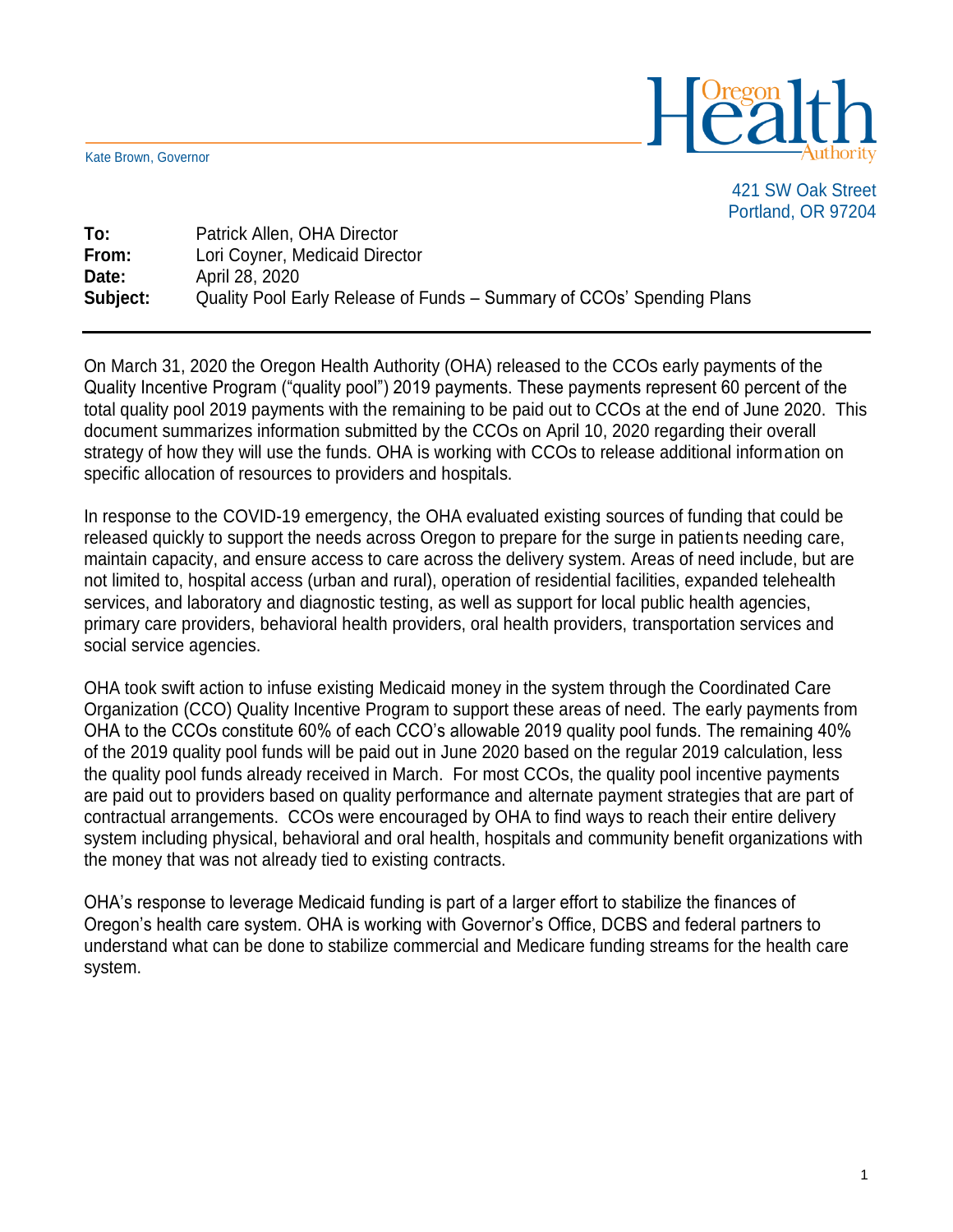Kate Brown, Governor

**Oregon Health Authority**

421 SW Oak Street
Portland, OR 97204

**To:** Patrick Allen, OHA Director
**From:** Lori Coyner, Medicaid Director
**Date:** April 28, 2020
**Subject:** Quality Pool Early Release of Funds – Summary of CCOs' Spending Plans

---

On March 31, 2020 the Oregon Health Authority (OHA) released to the CCOs early payments of the Quality Incentive Program ("quality pool") 2019 payments. These payments represent 60 percent of the total quality pool 2019 payments with the remaining to be paid out to CCOs at the end of June 2020. This document summarizes information submitted by the CCOs on April 10, 2020 regarding their overall strategy of how they will use the funds. OHA is working with CCOs to release additional information on specific allocation of resources to providers and hospitals.

In response to the COVID-19 emergency, the OHA evaluated existing sources of funding that could be released quickly to support the needs across Oregon to prepare for the surge in patients needing care, maintain capacity, and ensure access to care across the delivery system. Areas of need include, but are not limited to, hospital access (urban and rural), operation of residential facilities, expanded telehealth services, and laboratory and diagnostic testing, as well as support for local public health agencies, primary care providers, behavioral health providers, oral health providers, transportation services and social service agencies.

OHA took swift action to infuse existing Medicaid money in the system through the Coordinated Care Organization (CCO) Quality Incentive Program to support these areas of need. The early payments from OHA to the CCOs constitute 60% of each CCO's allowable 2019 quality pool funds. The remaining 40% of the 2019 quality pool funds will be paid out in June 2020 based on the regular 2019 calculation, less the quality pool funds already received in March. For most CCOs, the quality pool incentive payments are paid out to providers based on quality performance and alternate payment strategies that are part of contractual arrangements. CCOs were encouraged by OHA to find ways to reach their entire delivery system including physical, behavioral and oral health, hospitals and community benefit organizations with the money that was not already tied to existing contracts.

OHA's response to leverage Medicaid funding is part of a larger effort to stabilize the finances of Oregon's health care system. OHA is working with Governor's Office, DCBS and federal partners to understand what can be done to stabilize commercial and Medicare funding streams for the health care system.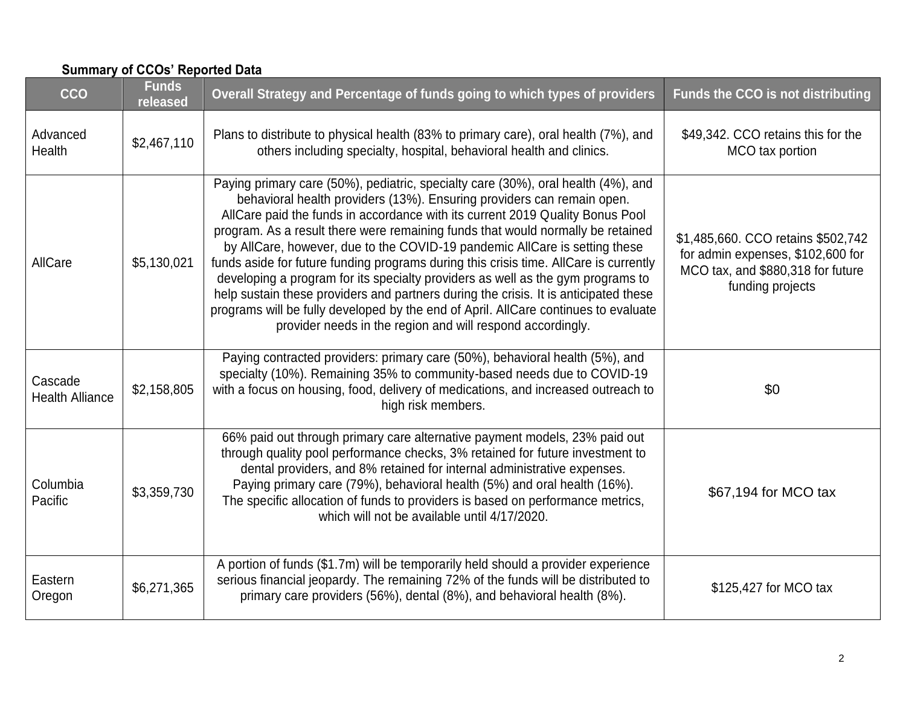**Summary of CCOs' Reported Data**

| CCO | Funds released | Overall Strategy and Percentage of funds going to which types of providers | Funds the CCO is not distributing |
|---|---|---|---|
| Advanced Health | $2,467,110 | Plans to distribute to physical health (83% to primary care), oral health (7%), and others including specialty, hospital, behavioral health and clinics. | $49,342. CCO retains this for the MCO tax portion |
| AllCare | $5,130,021 | Paying primary care (50%), pediatric, specialty care (30%), oral health (4%), and behavioral health providers (13%). Ensuring providers can remain open. AllCare paid the funds in accordance with its current 2019 Quality Bonus Pool program. As a result there were remaining funds that would normally be retained by AllCare, however, due to the COVID-19 pandemic AllCare is setting these funds aside for future funding programs during this crisis time. AllCare is currently developing a program for its specialty providers as well as the gym programs to help sustain these providers and partners during the crisis. It is anticipated these programs will be fully developed by the end of April. AllCare continues to evaluate provider needs in the region and will respond accordingly. | $1,485,660. CCO retains $502,742 for admin expenses, $102,600 for MCO tax, and $880,318 for future funding projects |
| Cascade Health Alliance | $2,158,805 | Paying contracted providers: primary care (50%), behavioral health (5%), and specialty (10%). Remaining 35% to community-based needs due to COVID-19 with a focus on housing, food, delivery of medications, and increased outreach to high risk members. | $0 |
| Columbia Pacific | $3,359,730 | 66% paid out through primary care alternative payment models, 23% paid out through quality pool performance checks, 3% retained for future investment to dental providers, and 8% retained for internal administrative expenses. Paying primary care (79%), behavioral health (5%) and oral health (16%). The specific allocation of funds to providers is based on performance metrics, which will not be available until 4/17/2020. | $67,194 for MCO tax |
| Eastern Oregon | $6,271,365 | A portion of funds ($1.7m) will be temporarily held should a provider experience serious financial jeopardy. The remaining 72% of the funds will be distributed to primary care providers (56%), dental (8%), and behavioral health (8%). | $125,427 for MCO tax |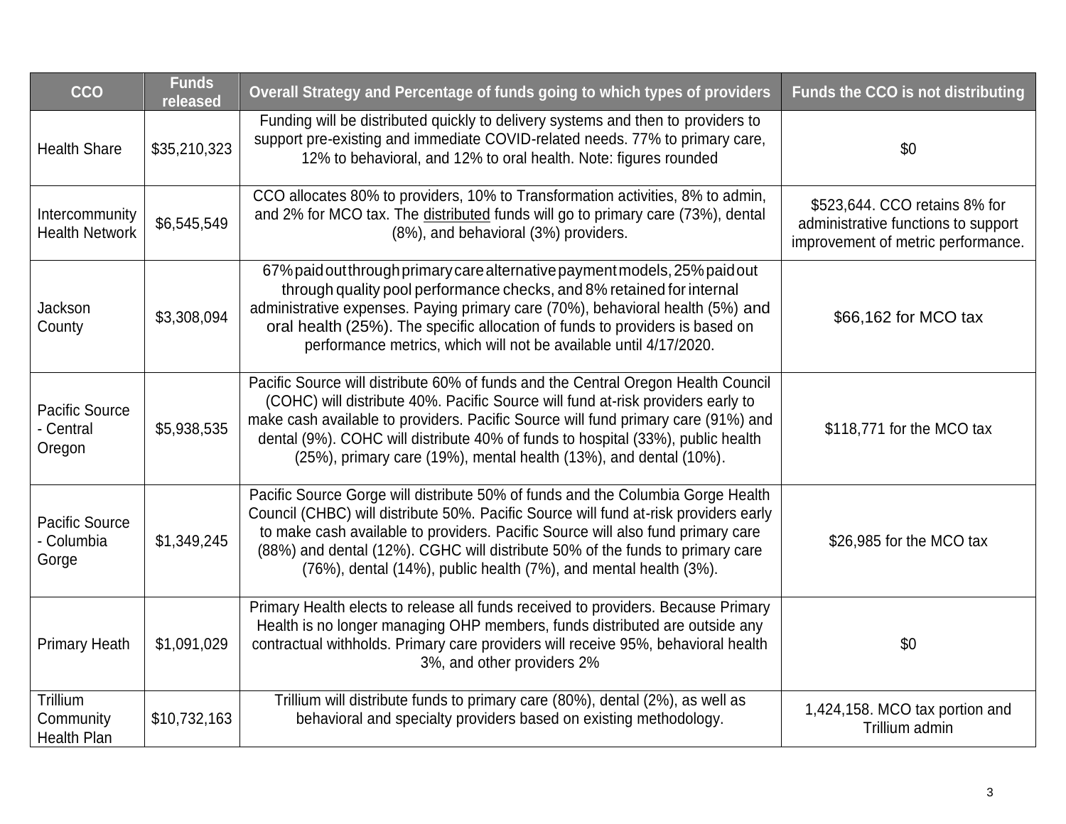| CCO | Funds released | Overall Strategy and Percentage of funds going to which types of providers | Funds the CCO is not distributing |
|---|---|---|---|
| Health Share | $35,210,323 | Funding will be distributed quickly to delivery systems and then to providers to support pre-existing and immediate COVID-related needs. 77% to primary care, 12% to behavioral, and 12% to oral health. Note: figures rounded | $0 |
| Intercommunity Health Network | $6,545,549 | CCO allocates 80% to providers, 10% to Transformation activities, 8% to admin, and 2% for MCO tax. The distributed funds will go to primary care (73%), dental (8%), and behavioral (3%) providers. | $523,644. CCO retains 8% for administrative functions to support improvement of metric performance. |
| Jackson County | $3,308,094 | 67% paid out through primary care alternative payment models, 25% paid out through quality pool performance checks, and 8% retained for internal administrative expenses. Paying primary care (70%), behavioral health (5%) and oral health (25%). The specific allocation of funds to providers is based on performance metrics, which will not be available until 4/17/2020. | $66,162 for MCO tax |
| Pacific Source - Central Oregon | $5,938,535 | Pacific Source will distribute 60% of funds and the Central Oregon Health Council (COHC) will distribute 40%. Pacific Source will fund at-risk providers early to make cash available to providers. Pacific Source will fund primary care (91%) and dental (9%). COHC will distribute 40% of funds to hospital (33%), public health (25%), primary care (19%), mental health (13%), and dental (10%). | $118,771 for the MCO tax |
| Pacific Source - Columbia Gorge | $1,349,245 | Pacific Source Gorge will distribute 50% of funds and the Columbia Gorge Health Council (CHBC) will distribute 50%. Pacific Source will fund at-risk providers early to make cash available to providers. Pacific Source will also fund primary care (88%) and dental (12%). CGHC will distribute 50% of the funds to primary care (76%), dental (14%), public health (7%), and mental health (3%). | $26,985 for the MCO tax |
| Primary Heath | $1,091,029 | Primary Health elects to release all funds received to providers. Because Primary Health is no longer managing OHP members, funds distributed are outside any contractual withholds. Primary care providers will receive 95%, behavioral health 3%, and other providers 2% | $0 |
| Trillium Community Health Plan | $10,732,163 | Trillium will distribute funds to primary care (80%), dental (2%), as well as behavioral and specialty providers based on existing methodology. | 1,424,158. MCO tax portion and Trillium admin |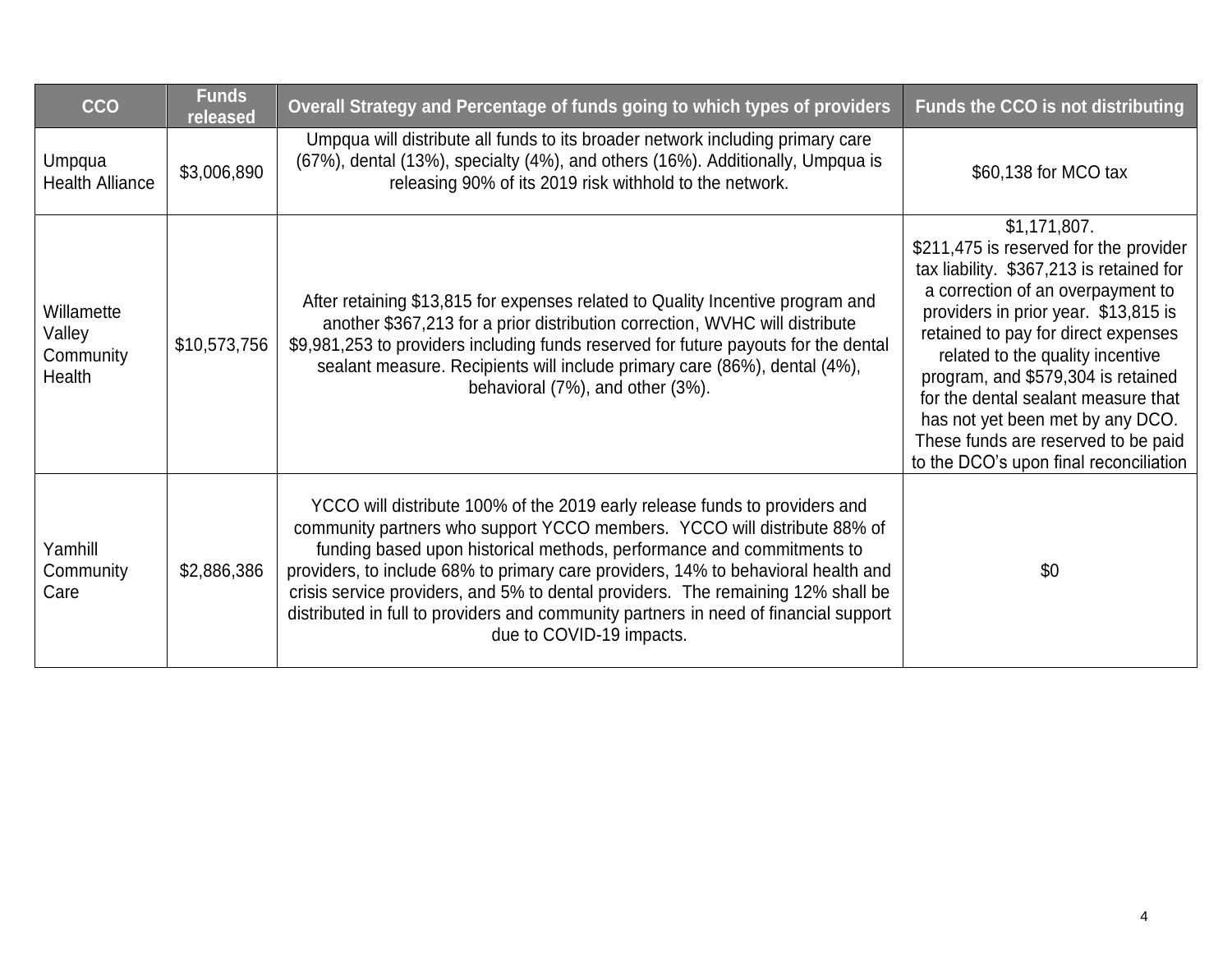| CCO | Funds released | Overall Strategy and Percentage of funds going to which types of providers | Funds the CCO is not distributing |
|---|---|---|---|
| Umpqua Health Alliance | $3,006,890 | Umpqua will distribute all funds to its broader network including primary care (67%), dental (13%), specialty (4%), and others (16%). Additionally, Umpqua is releasing 90% of its 2019 risk withhold to the network. | $60,138 for MCO tax |
| Willamette Valley Community Health | $10,573,756 | After retaining $13,815 for expenses related to Quality Incentive program and another $367,213 for a prior distribution correction, WVHC will distribute $9,981,253 to providers including funds reserved for future payouts for the dental sealant measure. Recipients will include primary care (86%), dental (4%), behavioral (7%), and other (3%). | $1,171,807. $211,475 is reserved for the provider tax liability. $367,213 is retained for a correction of an overpayment to providers in prior year. $13,815 is retained to pay for direct expenses related to the quality incentive program, and $579,304 is retained for the dental sealant measure that has not yet been met by any DCO. These funds are reserved to be paid to the DCO's upon final reconciliation |
| Yamhill Community Care | $2,886,386 | YCCO will distribute 100% of the 2019 early release funds to providers and community partners who support YCCO members. YCCO will distribute 88% of funding based upon historical methods, performance and commitments to providers, to include 68% to primary care providers, 14% to behavioral health and crisis service providers, and 5% to dental providers. The remaining 12% shall be distributed in full to providers and community partners in need of financial support due to COVID-19 impacts. | $0 |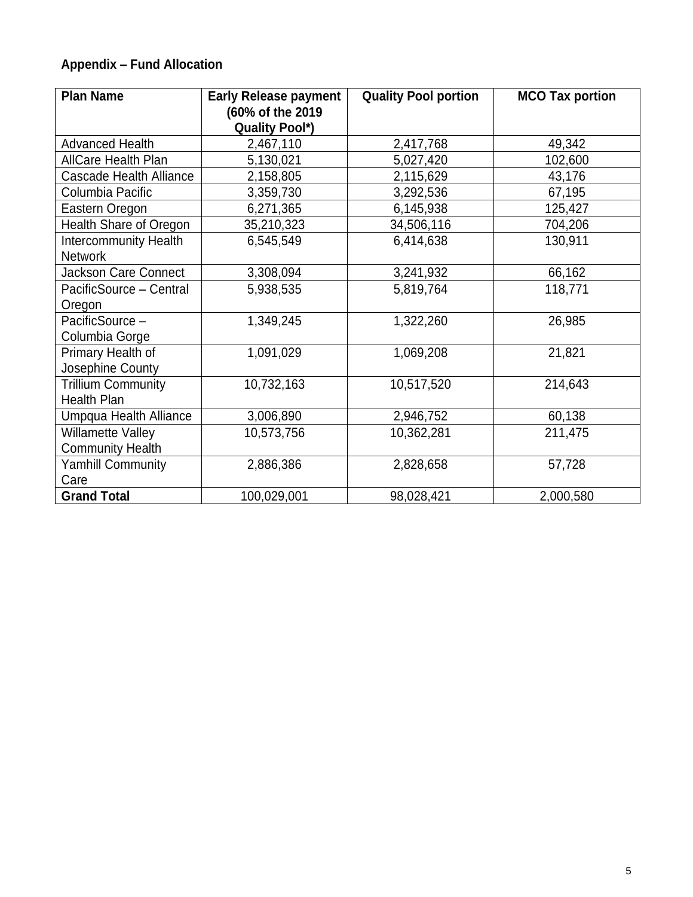**Appendix – Fund Allocation**

| Plan Name | Early Release payment (60% of the 2019 Quality Pool*) | Quality Pool portion | MCO Tax portion |
|---|---|---|---|
| Advanced Health | 2,467,110 | 2,417,768 | 49,342 |
| AllCare Health Plan | 5,130,021 | 5,027,420 | 102,600 |
| Cascade Health Alliance | 2,158,805 | 2,115,629 | 43,176 |
| Columbia Pacific | 3,359,730 | 3,292,536 | 67,195 |
| Eastern Oregon | 6,271,365 | 6,145,938 | 125,427 |
| Health Share of Oregon | 35,210,323 | 34,506,116 | 704,206 |
| Intercommunity Health Network | 6,545,549 | 6,414,638 | 130,911 |
| Jackson Care Connect | 3,308,094 | 3,241,932 | 66,162 |
| PacificSource – Central Oregon | 5,938,535 | 5,819,764 | 118,771 |
| PacificSource – Columbia Gorge | 1,349,245 | 1,322,260 | 26,985 |
| Primary Health of Josephine County | 1,091,029 | 1,069,208 | 21,821 |
| Trillium Community Health Plan | 10,732,163 | 10,517,520 | 214,643 |
| Umpqua Health Alliance | 3,006,890 | 2,946,752 | 60,138 |
| Willamette Valley Community Health | 10,573,756 | 10,362,281 | 211,475 |
| Yamhill Community Care | 2,886,386 | 2,828,658 | 57,728 |
| **Grand Total** | 100,029,001 | 98,028,421 | 2,000,580 |